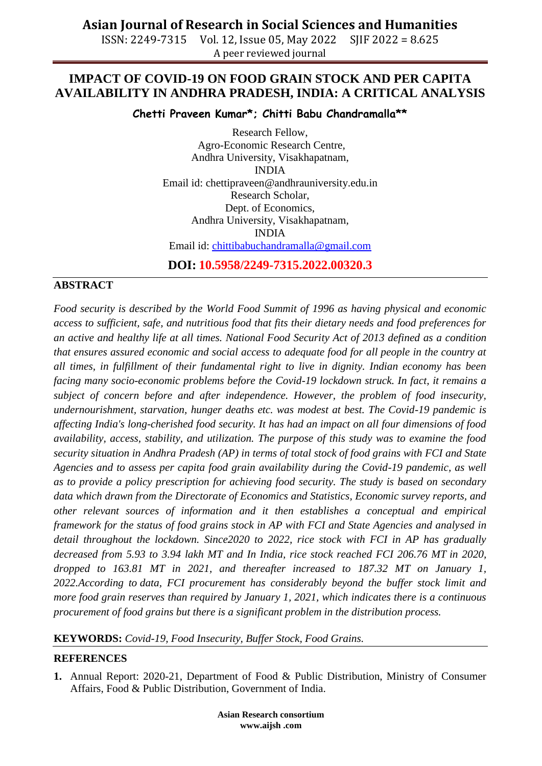# IMPACT OF COVID-19 ON FOOD GRAIN STOCK AND PER CAPITA AVAILABILITY IN ANDHRA PRADESH, INDIA: A CRITICAL ANALYSIS

**Chetti Praveen Kumar\*; Chitti Babu Chandramalla\*\***

Research Fellow,
Agro-Economic Research Centre,
Andhra University, Visakhapatnam,
INDIA
Email id: chettipraveen@andhrauniversity.edu.in

Research Scholar,
Dept. of Economics,
Andhra University, Visakhapatnam,
INDIA
Email id: chittibabuchandramalla@gmail.com

**DOI: 10.5958/2249-7315.2022.00320.3**

## ABSTRACT

*Food security is described by the World Food Summit of 1996 as having physical and economic access to sufficient, safe, and nutritious food that fits their dietary needs and food preferences for an active and healthy life at all times. National Food Security Act of 2013 defined as a condition that ensures assured economic and social access to adequate food for all people in the country at all times, in fulfillment of their fundamental right to live in dignity. Indian economy has been facing many socio-economic problems before the Covid-19 lockdown struck. In fact, it remains a subject of concern before and after independence. However, the problem of food insecurity, undernourishment, starvation, hunger deaths etc. was modest at best. The Covid-19 pandemic is affecting India's long-cherished food security. It has had an impact on all four dimensions of food availability, access, stability, and utilization. The purpose of this study was to examine the food security situation in Andhra Pradesh (AP) in terms of total stock of food grains with FCI and State Agencies and to assess per capita food grain availability during the Covid-19 pandemic, as well as to provide a policy prescription for achieving food security. The study is based on secondary data which drawn from the Directorate of Economics and Statistics, Economic survey reports, and other relevant sources of information and it then establishes a conceptual and empirical framework for the status of food grains stock in AP with FCI and State Agencies and analysed in detail throughout the lockdown. Since2020 to 2022, rice stock with FCI in AP has gradually decreased from 5.93 to 3.94 lakh MT and In India, rice stock reached FCI 206.76 MT in 2020, dropped to 163.81 MT in 2021, and thereafter increased to 187.32 MT on January 1, 2022.According to data, FCI procurement has considerably beyond the buffer stock limit and more food grain reserves than required by January 1, 2021, which indicates there is a continuous procurement of food grains but there is a significant problem in the distribution process.*

**KEYWORDS:** *Covid-19, Food Insecurity, Buffer Stock, Food Grains.*

## REFERENCES

1. Annual Report: 2020-21, Department of Food & Public Distribution, Ministry of Consumer Affairs, Food & Public Distribution, Government of India.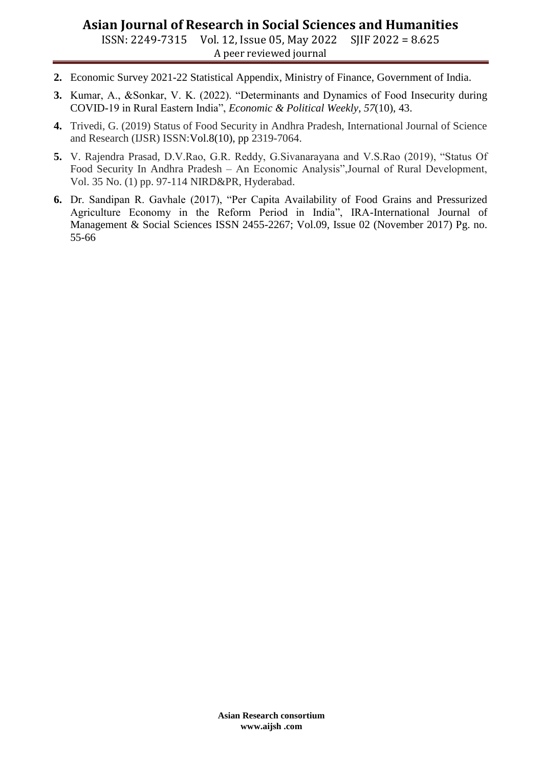2. Economic Survey 2021-22 Statistical Appendix, Ministry of Finance, Government of India.
3. Kumar, A., &Sonkar, V. K. (2022). "Determinants and Dynamics of Food Insecurity during COVID-19 in Rural Eastern India", *Economic & Political Weekly*, *57*(10), 43.
4. Trivedi, G. (2019) Status of Food Security in Andhra Pradesh, International Journal of Science and Research (IJSR) ISSN:Vol.8(10), pp 2319-7064.
5. V. Rajendra Prasad, D.V.Rao, G.R. Reddy, G.Sivanarayana and V.S.Rao (2019), "Status Of Food Security In Andhra Pradesh – An Economic Analysis",Journal of Rural Development, Vol. 35 No. (1) pp. 97-114 NIRD&PR, Hyderabad.
6. Dr. Sandipan R. Gavhale (2017), "Per Capita Availability of Food Grains and Pressurized Agriculture Economy in the Reform Period in India", IRA-International Journal of Management & Social Sciences ISSN 2455-2267; Vol.09, Issue 02 (November 2017) Pg. no. 55-66